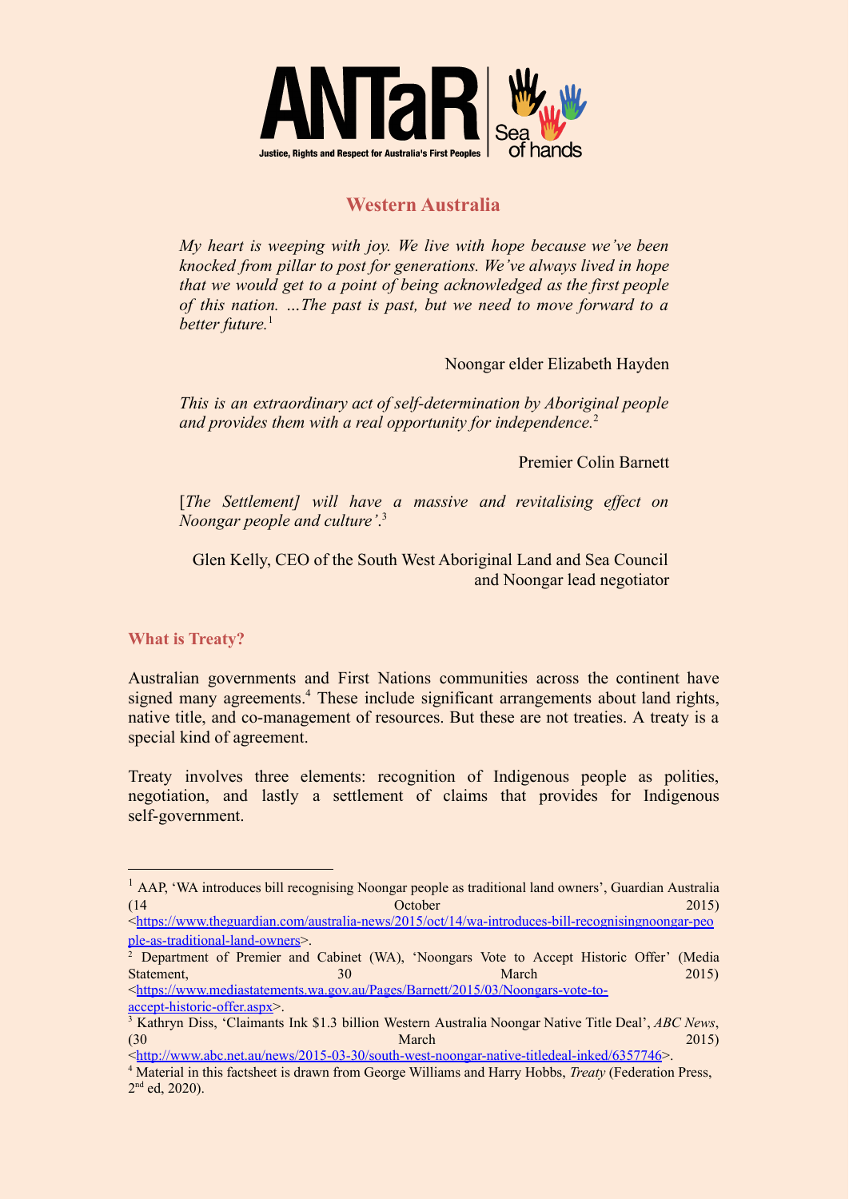# Western Australia

*My heart is weeping with joy. We live with hope because we've been knocked from pillar to post for generations. We've always lived in hope that we would get to a point of being acknowledged as the first people of this nation. …The past is past, but we need to move forward to a better future.*[1]

Noongar elder Elizabeth Hayden

*This is an extraordinary act of self-determination by Aboriginal people and provides them with a real opportunity for independence.*[2]

Premier Colin Barnett

[*The Settlement] will have a massive and revitalising effect on Noongar people and culture'*.[3]

Glen Kelly, CEO of the South West Aboriginal Land and Sea Council and Noongar lead negotiator

## What is Treaty?

Australian governments and First Nations communities across the continent have signed many agreements.[4] These include significant arrangements about land rights, native title, and co-management of resources. But these are not treaties. A treaty is a special kind of agreement.

Treaty involves three elements: recognition of Indigenous people as polities, negotiation, and lastly a settlement of claims that provides for Indigenous self-government.

---

[1] AAP, 'WA introduces bill recognising Noongar people as traditional land owners', Guardian Australia (14 October 2015) <https://www.theguardian.com/australia-news/2015/oct/14/wa-introduces-bill-recognisingnoongar-people-as-traditional-land-owners>.

[2] Department of Premier and Cabinet (WA), 'Noongars Vote to Accept Historic Offer' (Media Statement, 30 March 2015) <https://www.mediastatements.wa.gov.au/Pages/Barnett/2015/03/Noongars-vote-to-accept-historic-offer.aspx>.

[3] Kathryn Diss, 'Claimants Ink $1.3 billion Western Australia Noongar Native Title Deal', *ABC News*, (30 March 2015) <http://www.abc.net.au/news/2015-03-30/south-west-noongar-native-titledeal-inked/6357746>.

[4] Material in this factsheet is drawn from George Williams and Harry Hobbs, *Treaty* (Federation Press, 2nd ed, 2020).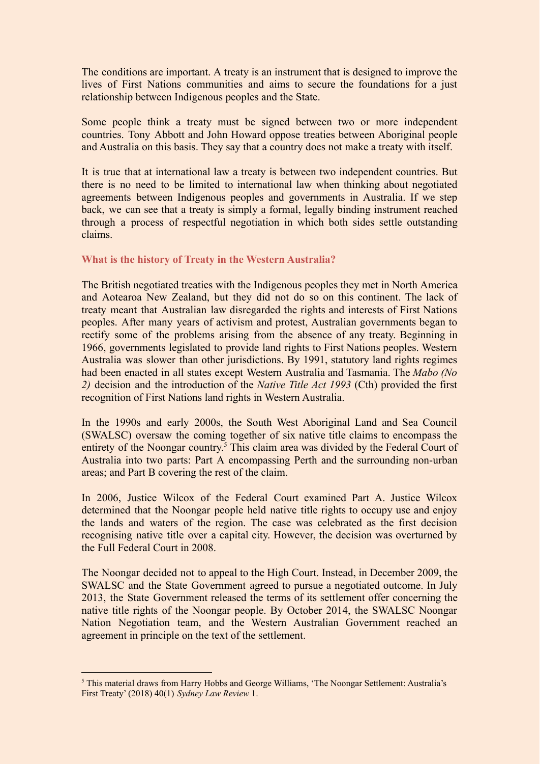The conditions are important. A treaty is an instrument that is designed to improve the lives of First Nations communities and aims to secure the foundations for a just relationship between Indigenous peoples and the State.

Some people think a treaty must be signed between two or more independent countries. Tony Abbott and John Howard oppose treaties between Aboriginal people and Australia on this basis. They say that a country does not make a treaty with itself.

It is true that at international law a treaty is between two independent countries. But there is no need to be limited to international law when thinking about negotiated agreements between Indigenous peoples and governments in Australia. If we step back, we can see that a treaty is simply a formal, legally binding instrument reached through a process of respectful negotiation in which both sides settle outstanding claims.

### What is the history of Treaty in the Western Australia?

The British negotiated treaties with the Indigenous peoples they met in North America and Aotearoa New Zealand, but they did not do so on this continent. The lack of treaty meant that Australian law disregarded the rights and interests of First Nations peoples. After many years of activism and protest, Australian governments began to rectify some of the problems arising from the absence of any treaty. Beginning in 1966, governments legislated to provide land rights to First Nations peoples. Western Australia was slower than other jurisdictions. By 1991, statutory land rights regimes had been enacted in all states except Western Australia and Tasmania. The *Mabo (No 2)* decision and the introduction of the *Native Title Act 1993* (Cth) provided the first recognition of First Nations land rights in Western Australia.

In the 1990s and early 2000s, the South West Aboriginal Land and Sea Council (SWALSC) oversaw the coming together of six native title claims to encompass the entirety of the Noongar country.[5] This claim area was divided by the Federal Court of Australia into two parts: Part A encompassing Perth and the surrounding non-urban areas; and Part B covering the rest of the claim.

In 2006, Justice Wilcox of the Federal Court examined Part A. Justice Wilcox determined that the Noongar people held native title rights to occupy use and enjoy the lands and waters of the region. The case was celebrated as the first decision recognising native title over a capital city. However, the decision was overturned by the Full Federal Court in 2008.

The Noongar decided not to appeal to the High Court. Instead, in December 2009, the SWALSC and the State Government agreed to pursue a negotiated outcome. In July 2013, the State Government released the terms of its settlement offer concerning the native title rights of the Noongar people. By October 2014, the SWALSC Noongar Nation Negotiation team, and the Western Australian Government reached an agreement in principle on the text of the settlement.

---

[5] This material draws from Harry Hobbs and George Williams, 'The Noongar Settlement: Australia's First Treaty' (2018) 40(1) *Sydney Law Review* 1.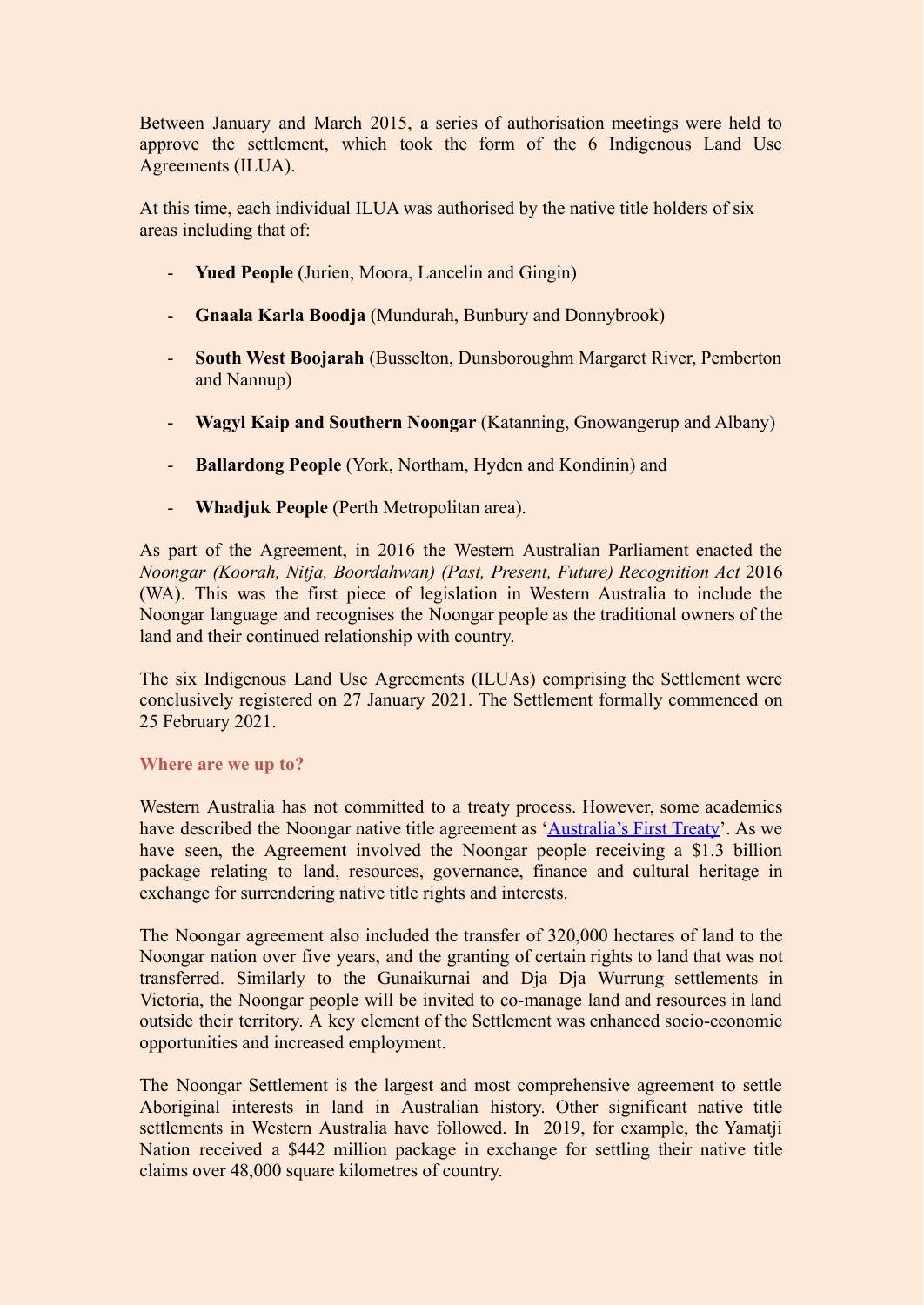Between January and March 2015, a series of authorisation meetings were held to approve the settlement, which took the form of the 6 Indigenous Land Use Agreements (ILUA).

At this time, each individual ILUA was authorised by the native title holders of six areas including that of:

- **Yued People** (Jurien, Moora, Lancelin and Gingin)
- **Gnaala Karla Boodja** (Mundurah, Bunbury and Donnybrook)
- **South West Boojarah** (Busselton, Dunsboroughm Margaret River, Pemberton and Nannup)
- **Wagyl Kaip and Southern Noongar** (Katanning, Gnowangerup and Albany)
- **Ballardong People** (York, Northam, Hyden and Kondinin) and
- **Whadjuk People** (Perth Metropolitan area).

As part of the Agreement, in 2016 the Western Australian Parliament enacted the *Noongar (Koorah, Nitja, Boordahwan) (Past, Present, Future) Recognition Act* 2016 (WA). This was the first piece of legislation in Western Australia to include the Noongar language and recognises the Noongar people as the traditional owners of the land and their continued relationship with country.

The six Indigenous Land Use Agreements (ILUAs) comprising the Settlement were conclusively registered on 27 January 2021. The Settlement formally commenced on 25 February 2021.

### Where are we up to?

Western Australia has not committed to a treaty process. However, some academics have described the Noongar native title agreement as '[Australia's First Treaty](#)'. As we have seen, the Agreement involved the Noongar people receiving a $1.3 billion package relating to land, resources, governance, finance and cultural heritage in exchange for surrendering native title rights and interests.

The Noongar agreement also included the transfer of 320,000 hectares of land to the Noongar nation over five years, and the granting of certain rights to land that was not transferred. Similarly to the Gunaikurnai and Dja Dja Wurrung settlements in Victoria, the Noongar people will be invited to co-manage land and resources in land outside their territory. A key element of the Settlement was enhanced socio-economic opportunities and increased employment.

The Noongar Settlement is the largest and most comprehensive agreement to settle Aboriginal interests in land in Australian history. Other significant native title settlements in Western Australia have followed. In 2019, for example, the Yamatji Nation received a $442 million package in exchange for settling their native title claims over 48,000 square kilometres of country.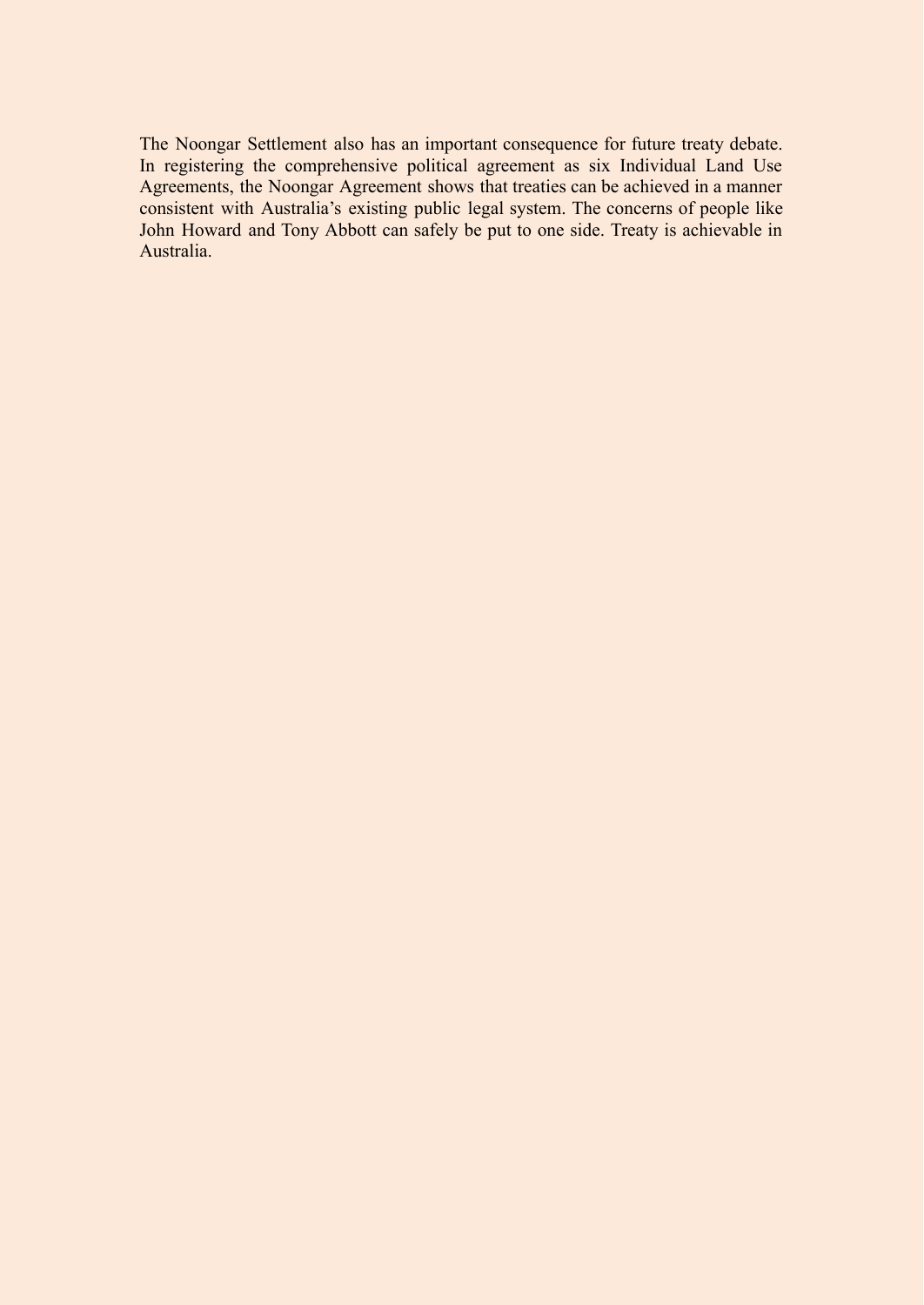The Noongar Settlement also has an important consequence for future treaty debate. In registering the comprehensive political agreement as six Individual Land Use Agreements, the Noongar Agreement shows that treaties can be achieved in a manner consistent with Australia's existing public legal system. The concerns of people like John Howard and Tony Abbott can safely be put to one side. Treaty is achievable in Australia.